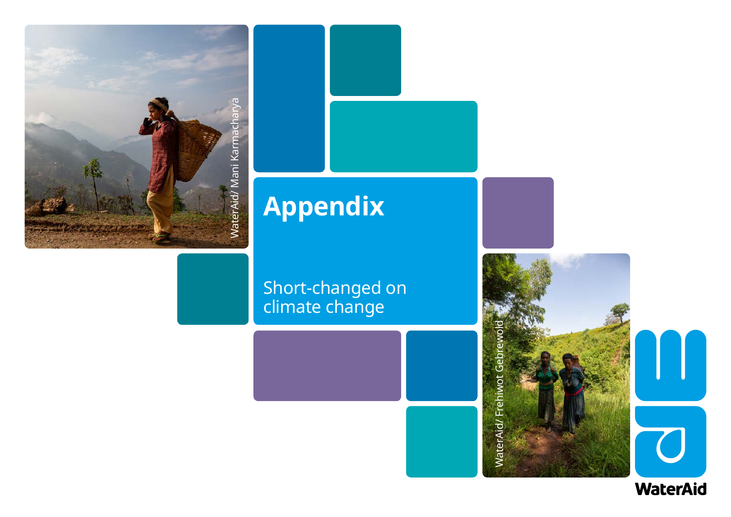# Appendix

Short-changed on climate change

WaterAid/ Mani Karmacharya

WaterAid/ Frehiwot Gebrewold

WaterAid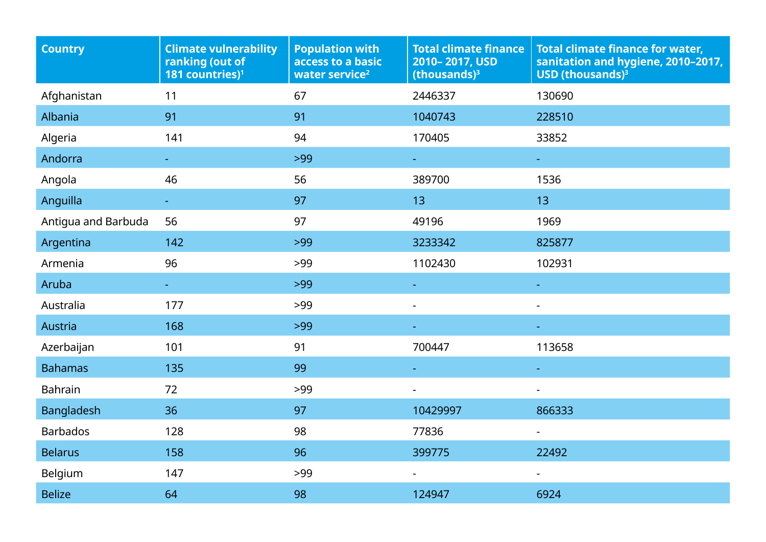| Country | Climate vulnerability ranking (out of 181 countries)[1] | Population with access to a basic water service[2] | Total climate finance 2010– 2017, USD (thousands)[3] | Total climate finance for water, sanitation and hygiene, 2010–2017, USD (thousands)[3] |
|---|---|---|---|---|
| Afghanistan | 11 | 67 | 2446337 | 130690 |
| Albania | 91 | 91 | 1040743 | 228510 |
| Algeria | 141 | 94 | 170405 | 33852 |
| Andorra | - | >99 | - | - |
| Angola | 46 | 56 | 389700 | 1536 |
| Anguilla | - | 97 | 13 | 13 |
| Antigua and Barbuda | 56 | 97 | 49196 | 1969 |
| Argentina | 142 | >99 | 3233342 | 825877 |
| Armenia | 96 | >99 | 1102430 | 102931 |
| Aruba | - | >99 | - | - |
| Australia | 177 | >99 | - | - |
| Austria | 168 | >99 | - | - |
| Azerbaijan | 101 | 91 | 700447 | 113658 |
| Bahamas | 135 | 99 | - | - |
| Bahrain | 72 | >99 | - | - |
| Bangladesh | 36 | 97 | 10429997 | 866333 |
| Barbados | 128 | 98 | 77836 | - |
| Belarus | 158 | 96 | 399775 | 22492 |
| Belgium | 147 | >99 | - | - |
| Belize | 64 | 98 | 124947 | 6924 |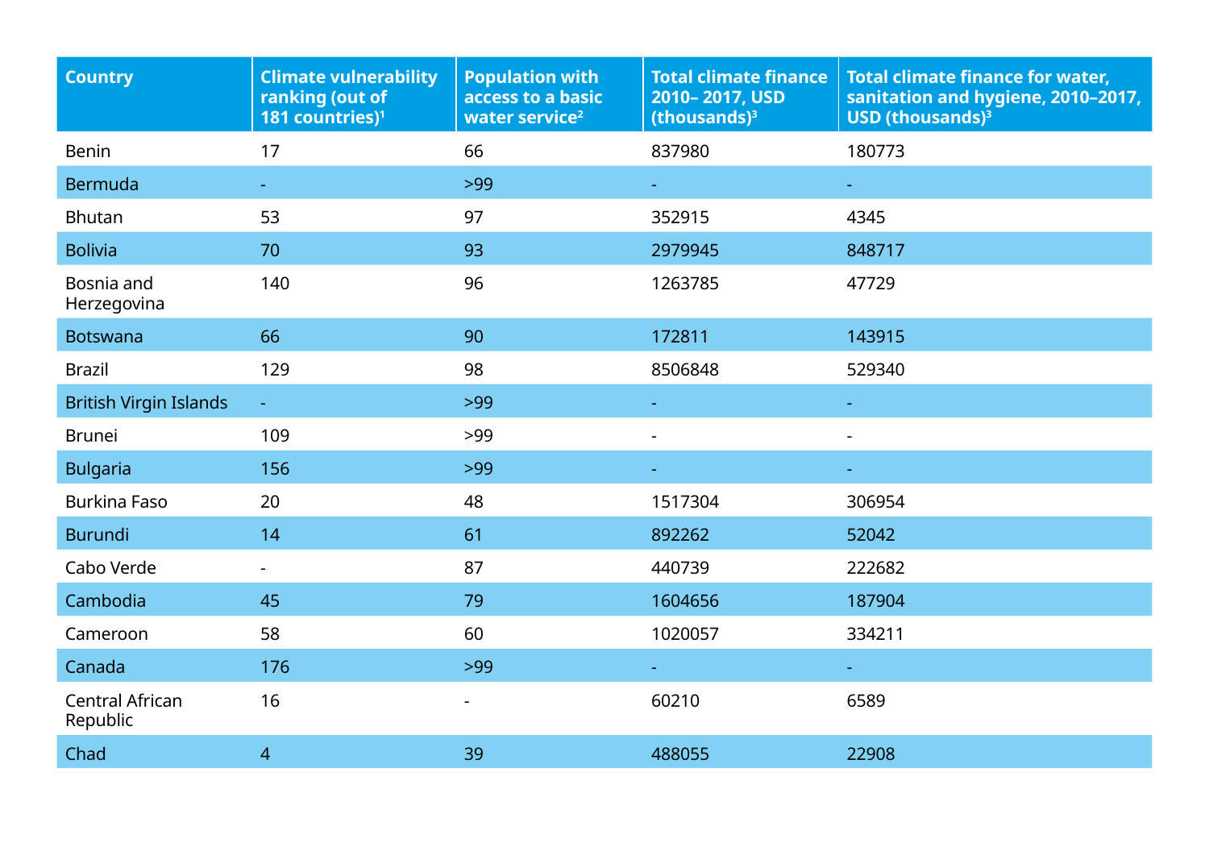| Country | Climate vulnerability ranking (out of 181 countries)[1] | Population with access to a basic water service[2] | Total climate finance 2010– 2017, USD (thousands)[3] | Total climate finance for water, sanitation and hygiene, 2010–2017, USD (thousands)[3] |
|---|---|---|---|---|
| Benin | 17 | 66 | 837980 | 180773 |
| Bermuda | - | >99 | - | - |
| Bhutan | 53 | 97 | 352915 | 4345 |
| Bolivia | 70 | 93 | 2979945 | 848717 |
| Bosnia and Herzegovina | 140 | 96 | 1263785 | 47729 |
| Botswana | 66 | 90 | 172811 | 143915 |
| Brazil | 129 | 98 | 8506848 | 529340 |
| British Virgin Islands | - | >99 | - | - |
| Brunei | 109 | >99 | - | - |
| Bulgaria | 156 | >99 | - | - |
| Burkina Faso | 20 | 48 | 1517304 | 306954 |
| Burundi | 14 | 61 | 892262 | 52042 |
| Cabo Verde | - | 87 | 440739 | 222682 |
| Cambodia | 45 | 79 | 1604656 | 187904 |
| Cameroon | 58 | 60 | 1020057 | 334211 |
| Canada | 176 | >99 | - | - |
| Central African Republic | 16 | - | 60210 | 6589 |
| Chad | 4 | 39 | 488055 | 22908 |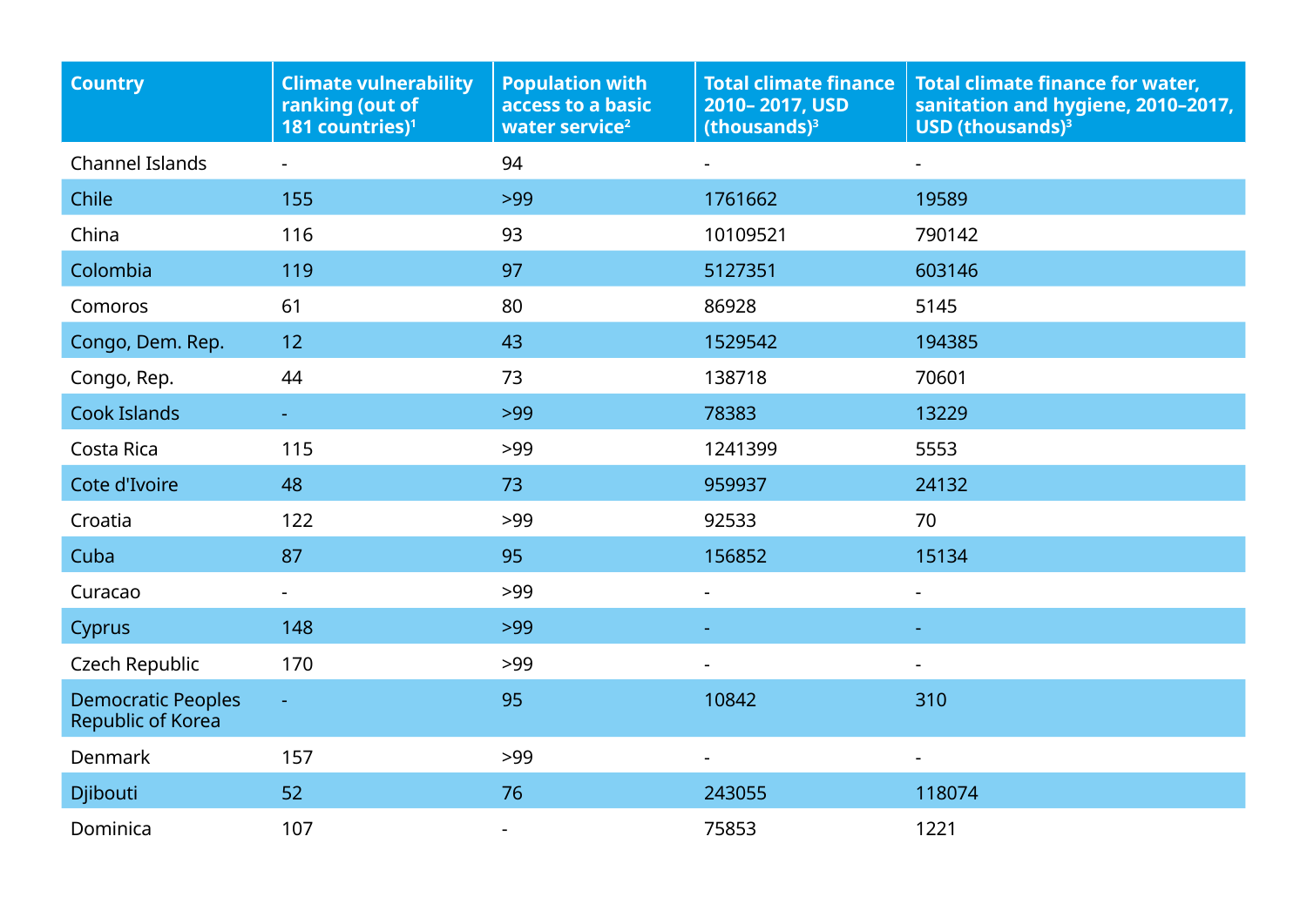| Country | Climate vulnerability ranking (out of 181 countries)[1] | Population with access to a basic water service[2] | Total climate finance 2010– 2017, USD (thousands)[3] | Total climate finance for water, sanitation and hygiene, 2010–2017, USD (thousands)[3] |
|---|---|---|---|---|
| Channel Islands | - | 94 | - | - |
| Chile | 155 | >99 | 1761662 | 19589 |
| China | 116 | 93 | 10109521 | 790142 |
| Colombia | 119 | 97 | 5127351 | 603146 |
| Comoros | 61 | 80 | 86928 | 5145 |
| Congo, Dem. Rep. | 12 | 43 | 1529542 | 194385 |
| Congo, Rep. | 44 | 73 | 138718 | 70601 |
| Cook Islands | - | >99 | 78383 | 13229 |
| Costa Rica | 115 | >99 | 1241399 | 5553 |
| Cote d'Ivoire | 48 | 73 | 959937 | 24132 |
| Croatia | 122 | >99 | 92533 | 70 |
| Cuba | 87 | 95 | 156852 | 15134 |
| Curacao | - | >99 | - | - |
| Cyprus | 148 | >99 | - | - |
| Czech Republic | 170 | >99 | - | - |
| Democratic Peoples Republic of Korea | - | 95 | 10842 | 310 |
| Denmark | 157 | >99 | - | - |
| Djibouti | 52 | 76 | 243055 | 118074 |
| Dominica | 107 | - | 75853 | 1221 |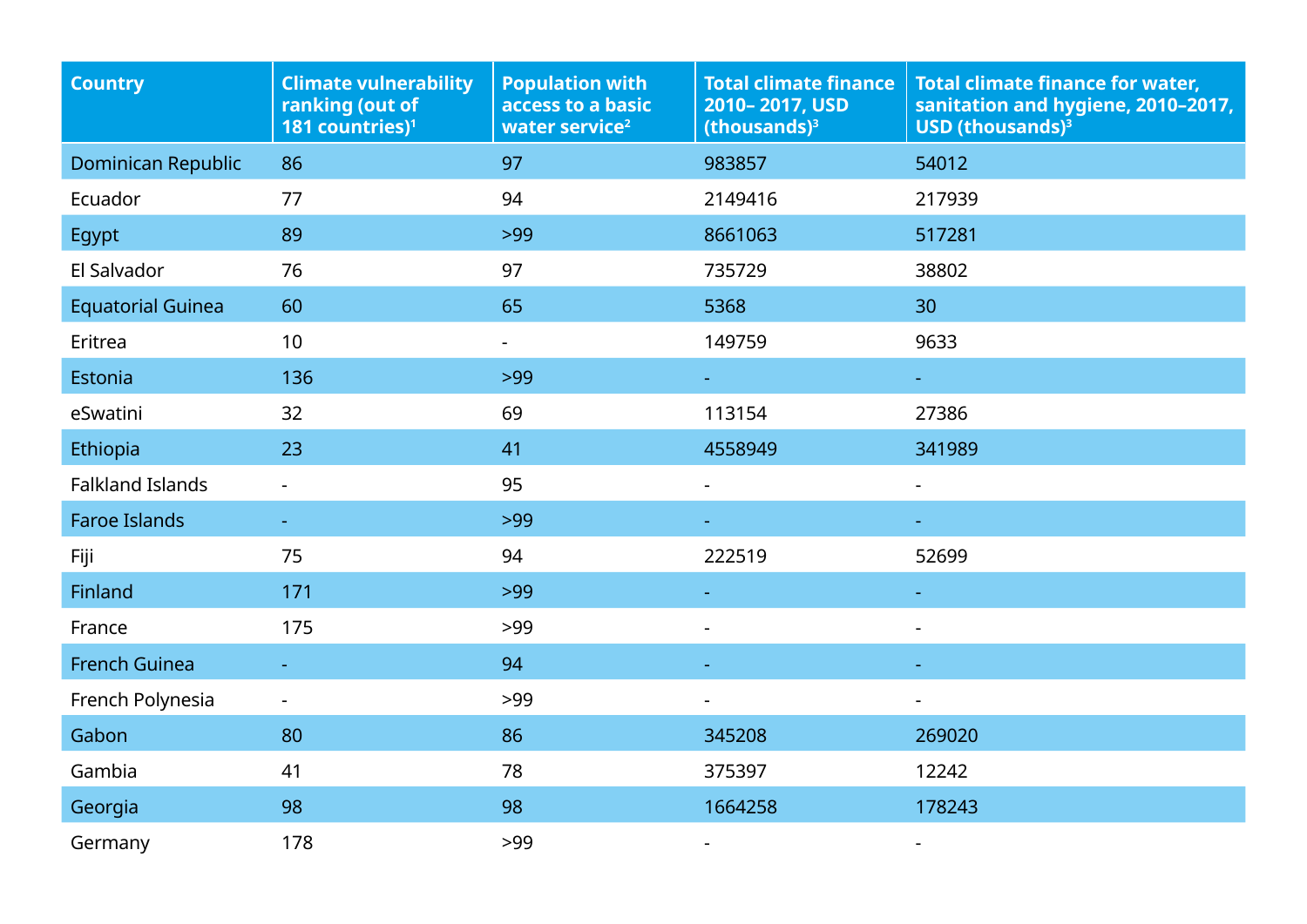| Country | Climate vulnerability ranking (out of 181 countries)[1] | Population with access to a basic water service[2] | Total climate finance 2010– 2017, USD (thousands)[3] | Total climate finance for water, sanitation and hygiene, 2010–2017, USD (thousands)[3] |
|---|---|---|---|---|
| Dominican Republic | 86 | 97 | 983857 | 54012 |
| Ecuador | 77 | 94 | 2149416 | 217939 |
| Egypt | 89 | >99 | 8661063 | 517281 |
| El Salvador | 76 | 97 | 735729 | 38802 |
| Equatorial Guinea | 60 | 65 | 5368 | 30 |
| Eritrea | 10 | - | 149759 | 9633 |
| Estonia | 136 | >99 | - | - |
| eSwatini | 32 | 69 | 113154 | 27386 |
| Ethiopia | 23 | 41 | 4558949 | 341989 |
| Falkland Islands | - | 95 | - | - |
| Faroe Islands | - | >99 | - | - |
| Fiji | 75 | 94 | 222519 | 52699 |
| Finland | 171 | >99 | - | - |
| France | 175 | >99 | - | - |
| French Guinea | - | 94 | - | - |
| French Polynesia | - | >99 | - | - |
| Gabon | 80 | 86 | 345208 | 269020 |
| Gambia | 41 | 78 | 375397 | 12242 |
| Georgia | 98 | 98 | 1664258 | 178243 |
| Germany | 178 | >99 | - | - |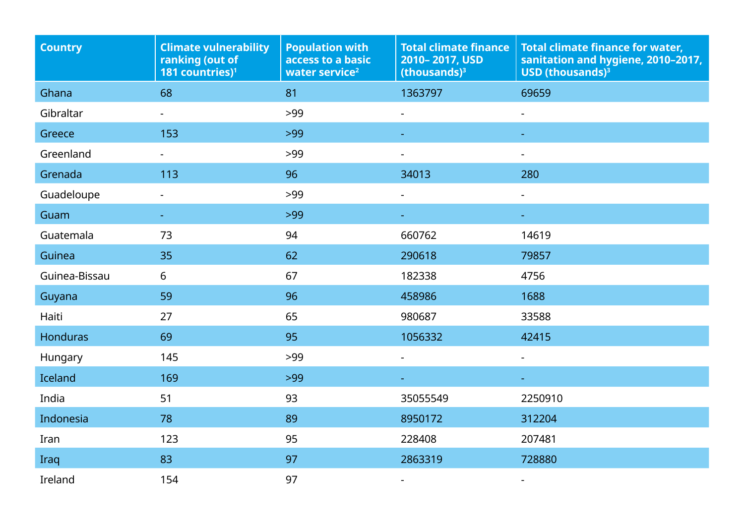| Country | Climate vulnerability ranking (out of 181 countries)[1] | Population with access to a basic water service[2] | Total climate finance 2010– 2017, USD (thousands)[3] | Total climate finance for water, sanitation and hygiene, 2010–2017, USD (thousands)[3] |
|---|---|---|---|---|
| Ghana | 68 | 81 | 1363797 | 69659 |
| Gibraltar | - | >99 | - | - |
| Greece | 153 | >99 | - | - |
| Greenland | - | >99 | - | - |
| Grenada | 113 | 96 | 34013 | 280 |
| Guadeloupe | - | >99 | - | - |
| Guam | - | >99 | - | - |
| Guatemala | 73 | 94 | 660762 | 14619 |
| Guinea | 35 | 62 | 290618 | 79857 |
| Guinea-Bissau | 6 | 67 | 182338 | 4756 |
| Guyana | 59 | 96 | 458986 | 1688 |
| Haiti | 27 | 65 | 980687 | 33588 |
| Honduras | 69 | 95 | 1056332 | 42415 |
| Hungary | 145 | >99 | - | - |
| Iceland | 169 | >99 | - | - |
| India | 51 | 93 | 35055549 | 2250910 |
| Indonesia | 78 | 89 | 8950172 | 312204 |
| Iran | 123 | 95 | 228408 | 207481 |
| Iraq | 83 | 97 | 2863319 | 728880 |
| Ireland | 154 | 97 | - | - |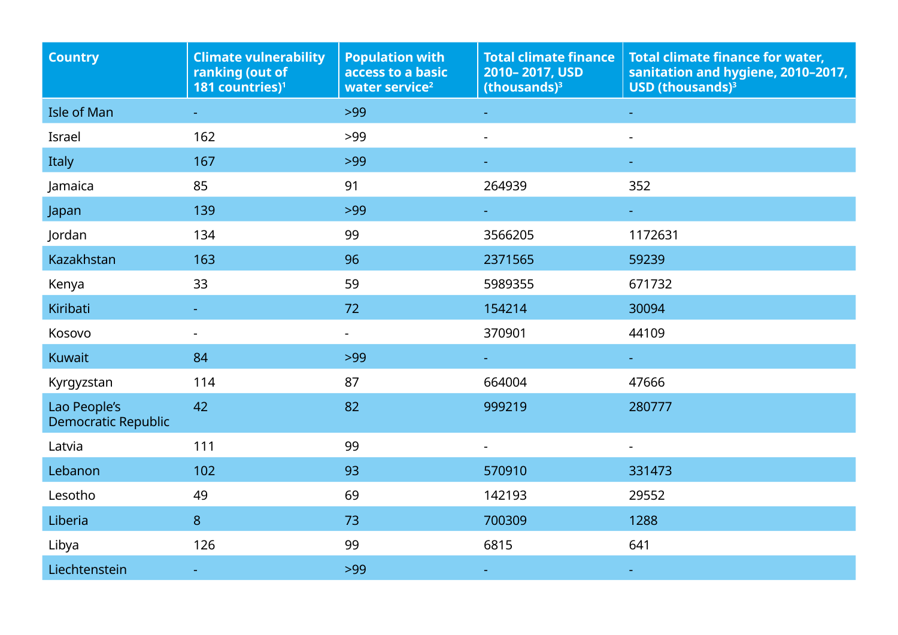| Country | Climate vulnerability ranking (out of 181 countries)[1] | Population with access to a basic water service[2] | Total climate finance 2010– 2017, USD (thousands)[3] | Total climate finance for water, sanitation and hygiene, 2010–2017, USD (thousands)[3] |
|---|---|---|---|---|
| Isle of Man | - | >99 | - | - |
| Israel | 162 | >99 | - | - |
| Italy | 167 | >99 | - | - |
| Jamaica | 85 | 91 | 264939 | 352 |
| Japan | 139 | >99 | - | - |
| Jordan | 134 | 99 | 3566205 | 1172631 |
| Kazakhstan | 163 | 96 | 2371565 | 59239 |
| Kenya | 33 | 59 | 5989355 | 671732 |
| Kiribati | - | 72 | 154214 | 30094 |
| Kosovo | - | - | 370901 | 44109 |
| Kuwait | 84 | >99 | - | - |
| Kyrgyzstan | 114 | 87 | 664004 | 47666 |
| Lao People's Democratic Republic | 42 | 82 | 999219 | 280777 |
| Latvia | 111 | 99 | - | - |
| Lebanon | 102 | 93 | 570910 | 331473 |
| Lesotho | 49 | 69 | 142193 | 29552 |
| Liberia | 8 | 73 | 700309 | 1288 |
| Libya | 126 | 99 | 6815 | 641 |
| Liechtenstein | - | >99 | - | - |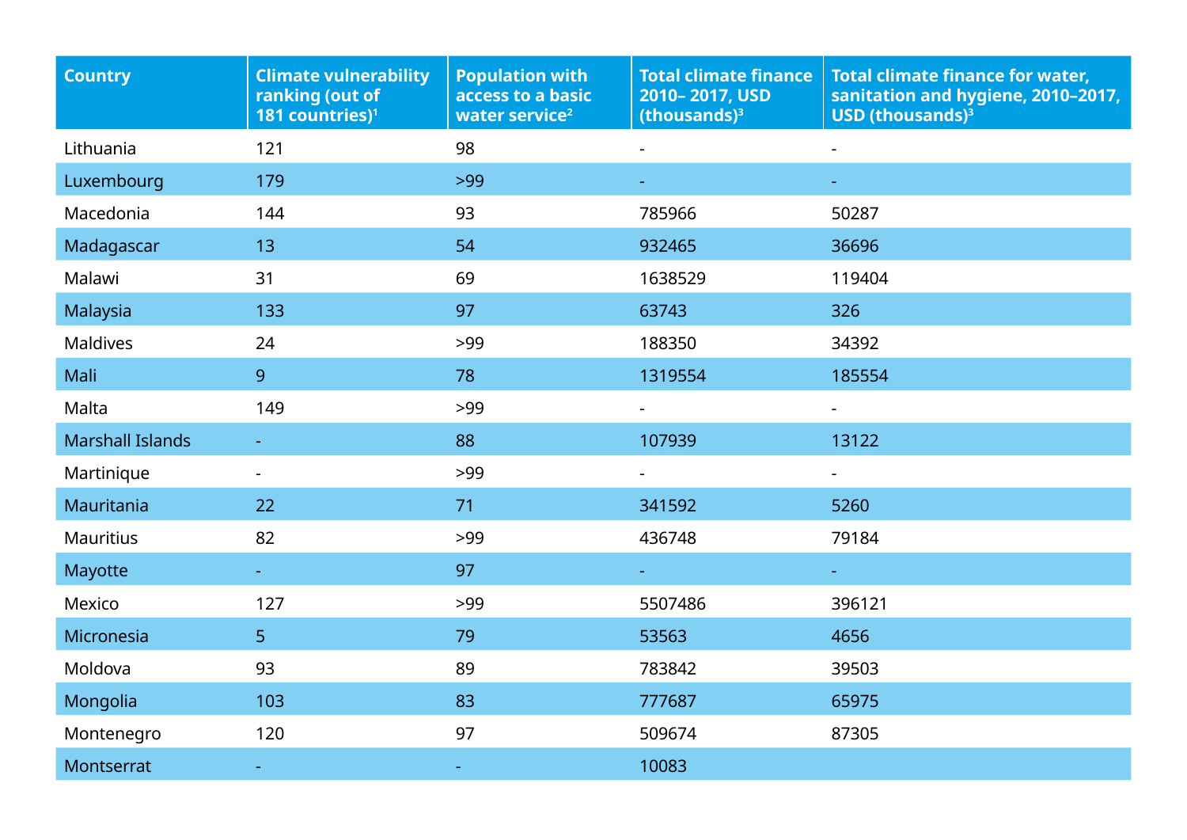| Country | Climate vulnerability ranking (out of 181 countries)[1] | Population with access to a basic water service[2] | Total climate finance 2010– 2017, USD (thousands)[3] | Total climate finance for water, sanitation and hygiene, 2010–2017, USD (thousands)[3] |
|---|---|---|---|---|
| Lithuania | 121 | 98 | - | - |
| Luxembourg | 179 | >99 | - | - |
| Macedonia | 144 | 93 | 785966 | 50287 |
| Madagascar | 13 | 54 | 932465 | 36696 |
| Malawi | 31 | 69 | 1638529 | 119404 |
| Malaysia | 133 | 97 | 63743 | 326 |
| Maldives | 24 | >99 | 188350 | 34392 |
| Mali | 9 | 78 | 1319554 | 185554 |
| Malta | 149 | >99 | - | - |
| Marshall Islands | - | 88 | 107939 | 13122 |
| Martinique | - | >99 | - | - |
| Mauritania | 22 | 71 | 341592 | 5260 |
| Mauritius | 82 | >99 | 436748 | 79184 |
| Mayotte | - | 97 | - | - |
| Mexico | 127 | >99 | 5507486 | 396121 |
| Micronesia | 5 | 79 | 53563 | 4656 |
| Moldova | 93 | 89 | 783842 | 39503 |
| Mongolia | 103 | 83 | 777687 | 65975 |
| Montenegro | 120 | 97 | 509674 | 87305 |
| Montserrat | - | - | 10083 | |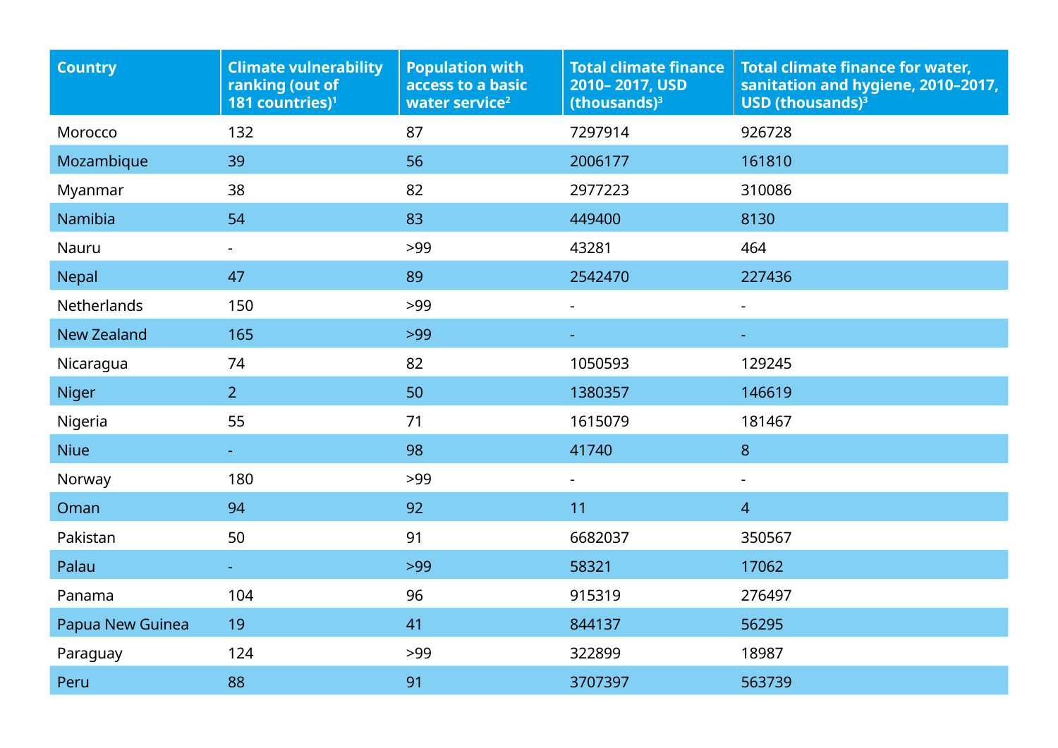| Country | Climate vulnerability ranking (out of 181 countries)[1] | Population with access to a basic water service[2] | Total climate finance 2010– 2017, USD (thousands)[3] | Total climate finance for water, sanitation and hygiene, 2010–2017, USD (thousands)[3] |
|---|---|---|---|---|
| Morocco | 132 | 87 | 7297914 | 926728 |
| Mozambique | 39 | 56 | 2006177 | 161810 |
| Myanmar | 38 | 82 | 2977223 | 310086 |
| Namibia | 54 | 83 | 449400 | 8130 |
| Nauru | - | >99 | 43281 | 464 |
| Nepal | 47 | 89 | 2542470 | 227436 |
| Netherlands | 150 | >99 | - | - |
| New Zealand | 165 | >99 | - | - |
| Nicaragua | 74 | 82 | 1050593 | 129245 |
| Niger | 2 | 50 | 1380357 | 146619 |
| Nigeria | 55 | 71 | 1615079 | 181467 |
| Niue | - | 98 | 41740 | 8 |
| Norway | 180 | >99 | - | - |
| Oman | 94 | 92 | 11 | 4 |
| Pakistan | 50 | 91 | 6682037 | 350567 |
| Palau | - | >99 | 58321 | 17062 |
| Panama | 104 | 96 | 915319 | 276497 |
| Papua New Guinea | 19 | 41 | 844137 | 56295 |
| Paraguay | 124 | >99 | 322899 | 18987 |
| Peru | 88 | 91 | 3707397 | 563739 |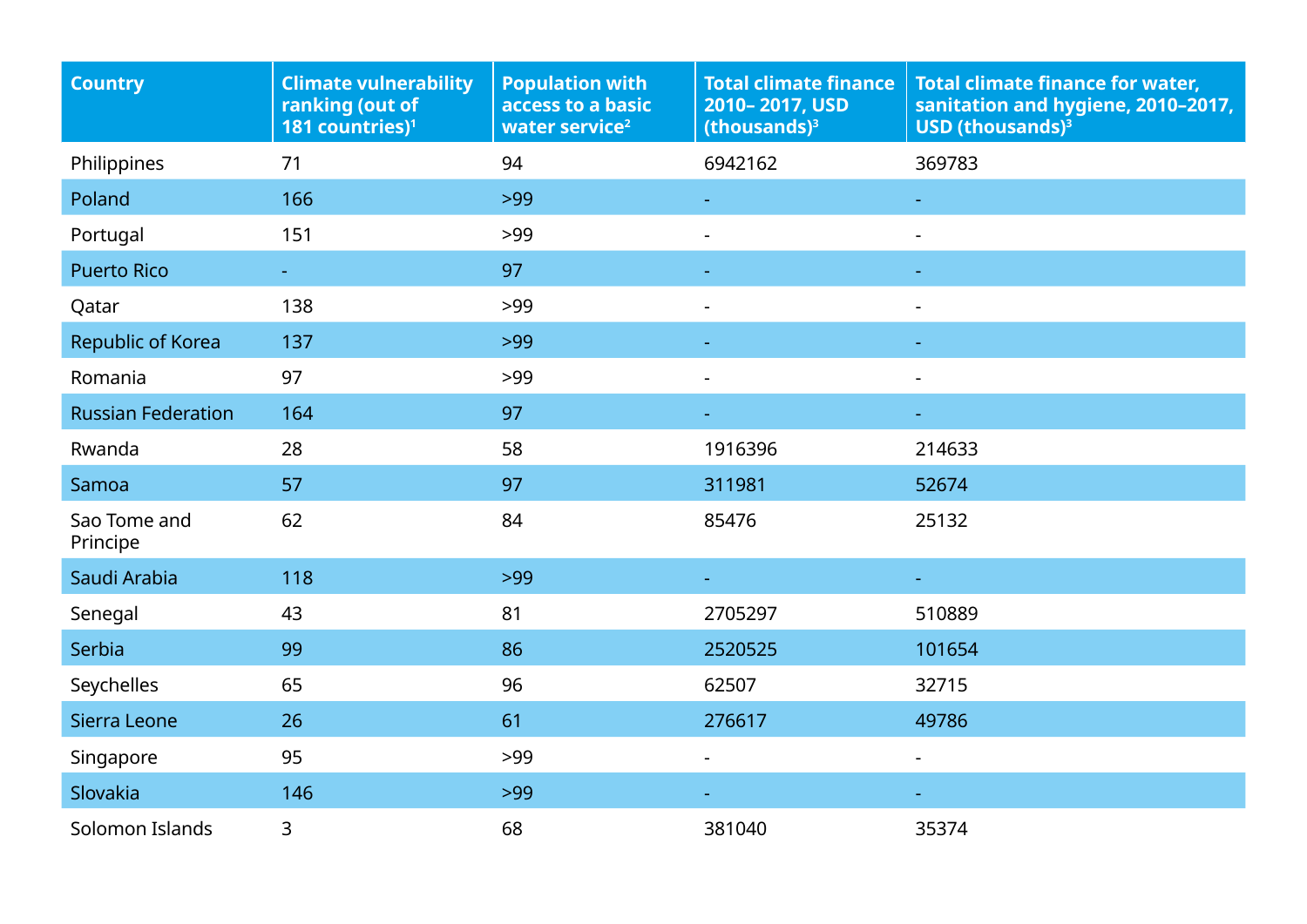| Country | Climate vulnerability ranking (out of 181 countries)[1] | Population with access to a basic water service[2] | Total climate finance 2010– 2017, USD (thousands)[3] | Total climate finance for water, sanitation and hygiene, 2010–2017, USD (thousands)[3] |
|---|---|---|---|---|
| Philippines | 71 | 94 | 6942162 | 369783 |
| Poland | 166 | >99 | - | - |
| Portugal | 151 | >99 | - | - |
| Puerto Rico | - | 97 | - | - |
| Qatar | 138 | >99 | - | - |
| Republic of Korea | 137 | >99 | - | - |
| Romania | 97 | >99 | - | - |
| Russian Federation | 164 | 97 | - | - |
| Rwanda | 28 | 58 | 1916396 | 214633 |
| Samoa | 57 | 97 | 311981 | 52674 |
| Sao Tome and Principe | 62 | 84 | 85476 | 25132 |
| Saudi Arabia | 118 | >99 | - | - |
| Senegal | 43 | 81 | 2705297 | 510889 |
| Serbia | 99 | 86 | 2520525 | 101654 |
| Seychelles | 65 | 96 | 62507 | 32715 |
| Sierra Leone | 26 | 61 | 276617 | 49786 |
| Singapore | 95 | >99 | - | - |
| Slovakia | 146 | >99 | - | - |
| Solomon Islands | 3 | 68 | 381040 | 35374 |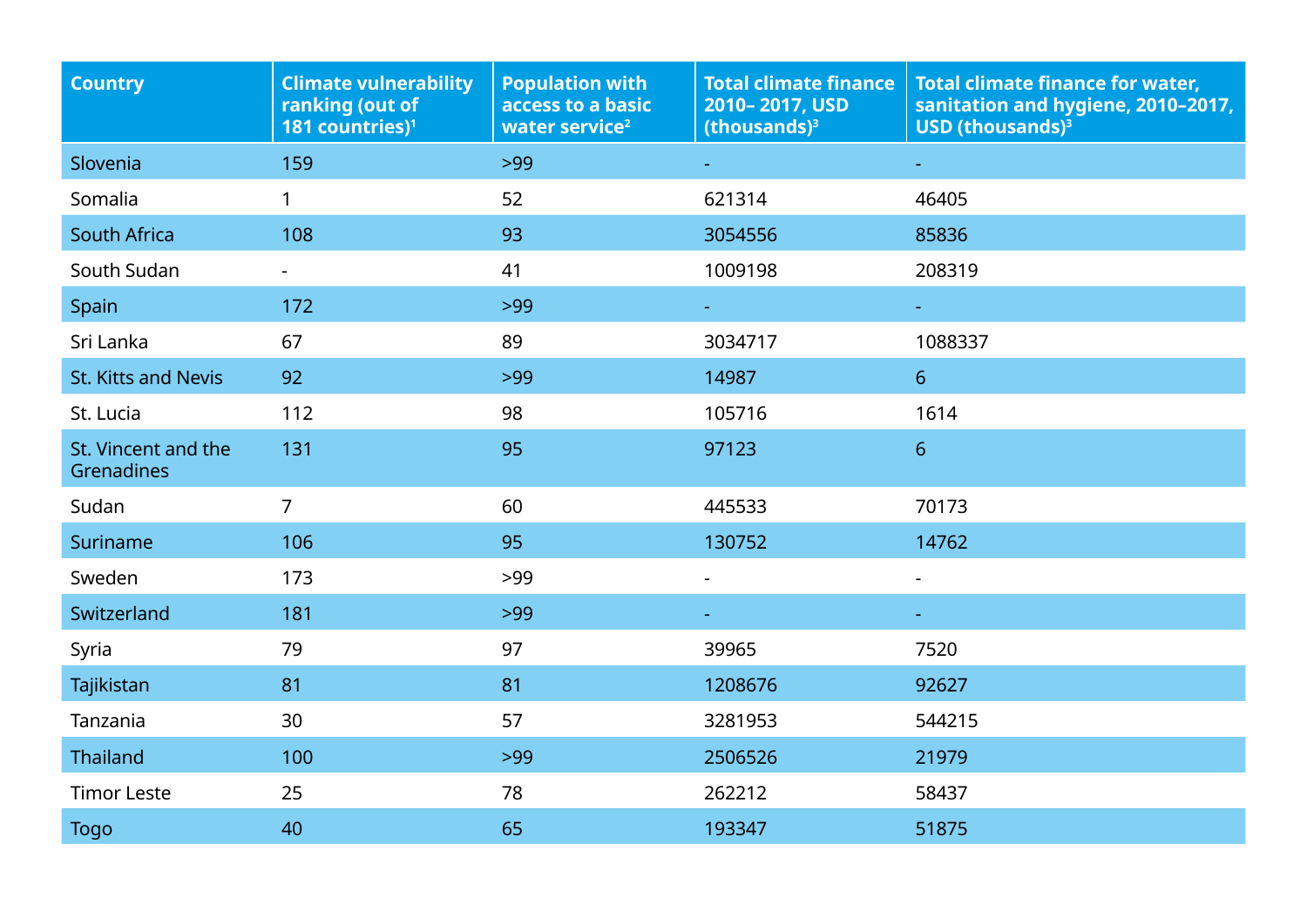| Country | Climate vulnerability ranking (out of 181 countries)[1] | Population with access to a basic water service[2] | Total climate finance 2010– 2017, USD (thousands)[3] | Total climate finance for water, sanitation and hygiene, 2010–2017, USD (thousands)[3] |
|---|---|---|---|---|
| Slovenia | 159 | >99 | - | - |
| Somalia | 1 | 52 | 621314 | 46405 |
| South Africa | 108 | 93 | 3054556 | 85836 |
| South Sudan | - | 41 | 1009198 | 208319 |
| Spain | 172 | >99 | - | - |
| Sri Lanka | 67 | 89 | 3034717 | 1088337 |
| St. Kitts and Nevis | 92 | >99 | 14987 | 6 |
| St. Lucia | 112 | 98 | 105716 | 1614 |
| St. Vincent and the Grenadines | 131 | 95 | 97123 | 6 |
| Sudan | 7 | 60 | 445533 | 70173 |
| Suriname | 106 | 95 | 130752 | 14762 |
| Sweden | 173 | >99 | - | - |
| Switzerland | 181 | >99 | - | - |
| Syria | 79 | 97 | 39965 | 7520 |
| Tajikistan | 81 | 81 | 1208676 | 92627 |
| Tanzania | 30 | 57 | 3281953 | 544215 |
| Thailand | 100 | >99 | 2506526 | 21979 |
| Timor Leste | 25 | 78 | 262212 | 58437 |
| Togo | 40 | 65 | 193347 | 51875 |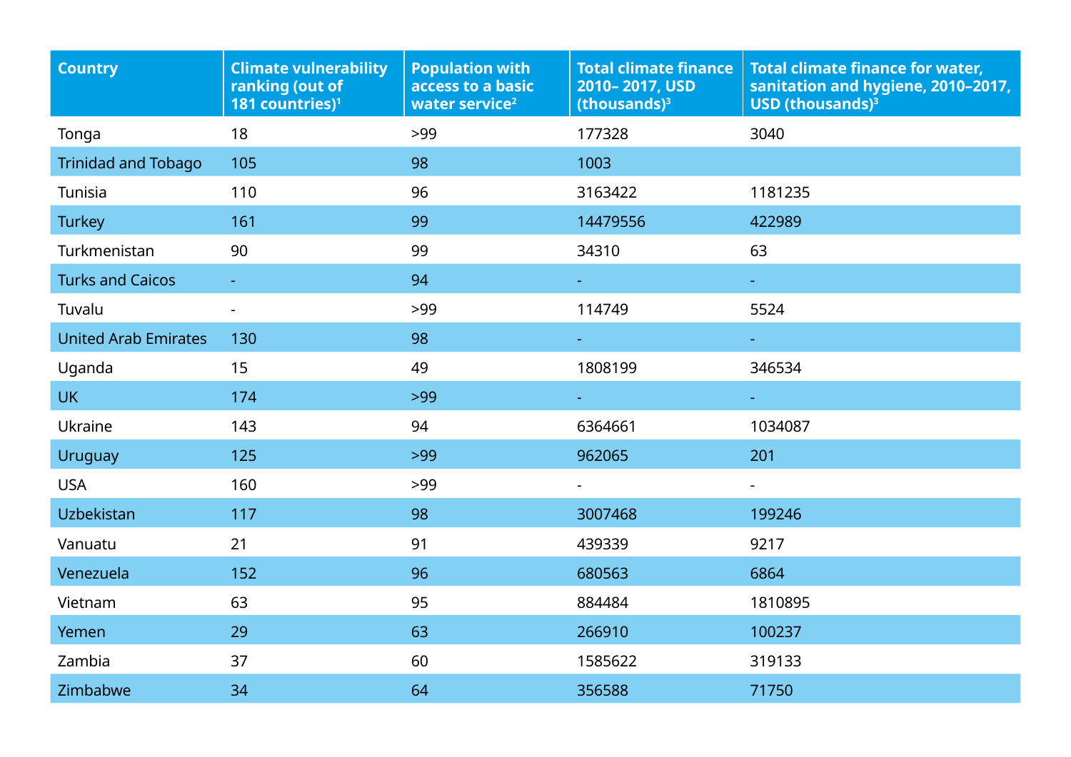| Country | Climate vulnerability ranking (out of 181 countries)[1] | Population with access to a basic water service[2] | Total climate finance 2010– 2017, USD (thousands)[3] | Total climate finance for water, sanitation and hygiene, 2010–2017, USD (thousands)[3] |
|---|---|---|---|---|
| Tonga | 18 | >99 | 177328 | 3040 |
| Trinidad and Tobago | 105 | 98 | 1003 | |
| Tunisia | 110 | 96 | 3163422 | 1181235 |
| Turkey | 161 | 99 | 14479556 | 422989 |
| Turkmenistan | 90 | 99 | 34310 | 63 |
| Turks and Caicos | - | 94 | - | - |
| Tuvalu | - | >99 | 114749 | 5524 |
| United Arab Emirates | 130 | 98 | - | - |
| Uganda | 15 | 49 | 1808199 | 346534 |
| UK | 174 | >99 | - | - |
| Ukraine | 143 | 94 | 6364661 | 1034087 |
| Uruguay | 125 | >99 | 962065 | 201 |
| USA | 160 | >99 | - | - |
| Uzbekistan | 117 | 98 | 3007468 | 199246 |
| Vanuatu | 21 | 91 | 439339 | 9217 |
| Venezuela | 152 | 96 | 680563 | 6864 |
| Vietnam | 63 | 95 | 884484 | 1810895 |
| Yemen | 29 | 63 | 266910 | 100237 |
| Zambia | 37 | 60 | 1585622 | 319133 |
| Zimbabwe | 34 | 64 | 356588 | 71750 |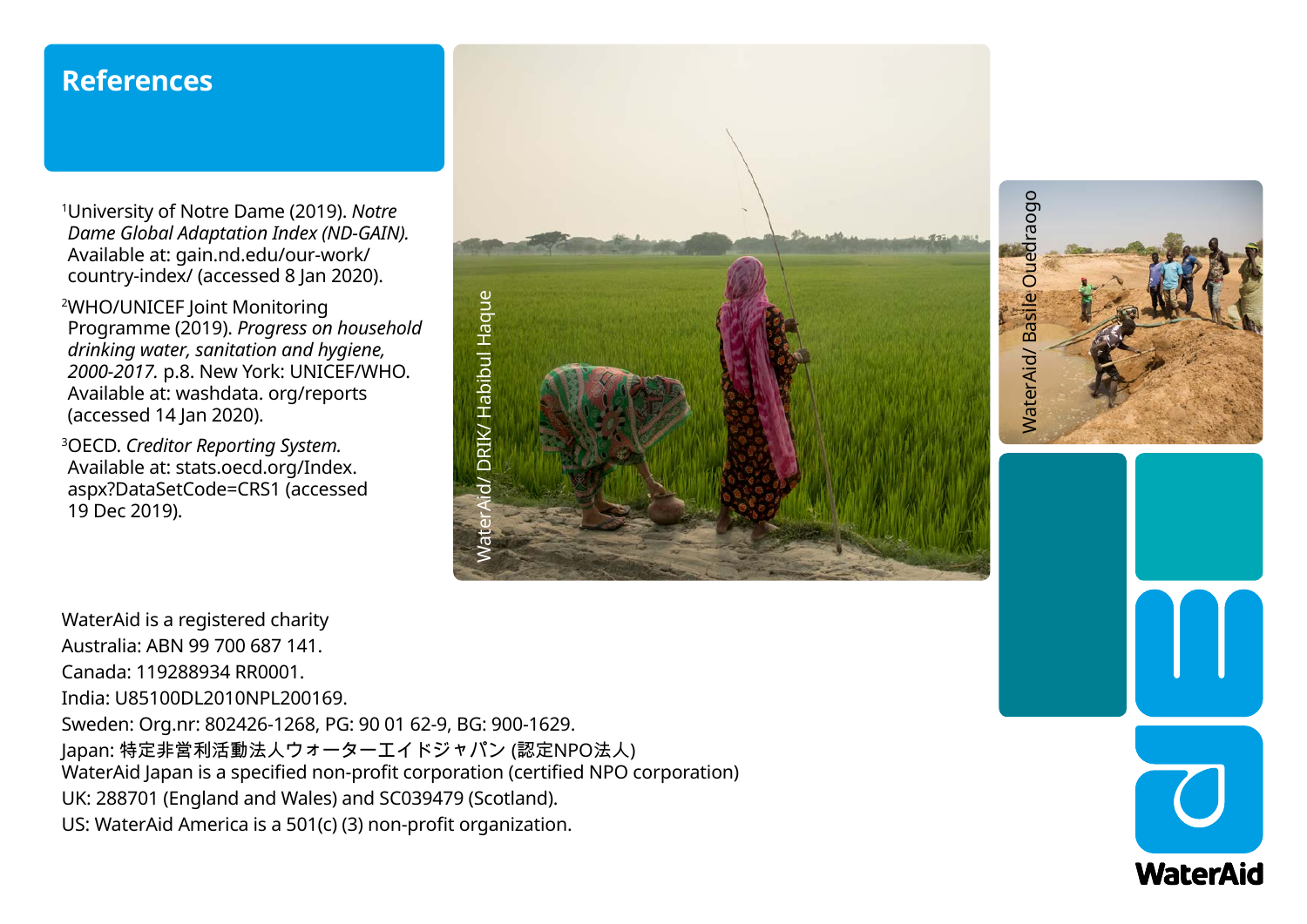# References

[1]University of Notre Dame (2019). *Notre Dame Global Adaptation Index (ND-GAIN).* Available at: gain.nd.edu/our-work/country-index/ (accessed 8 Jan 2020).

[2]WHO/UNICEF Joint Monitoring Programme (2019). *Progress on household drinking water, sanitation and hygiene, 2000-2017.* p.8. New York: UNICEF/WHO. Available at: washdata. org/reports (accessed 14 Jan 2020).

[3]OECD. *Creditor Reporting System.* Available at: stats.oecd.org/Index. aspx?DataSetCode=CRS1 (accessed 19 Dec 2019).

WaterAid/ DRIK/ Habibul Haque

WaterAid/ Basile Ouedraogo

WaterAid is a registered charity
Australia: ABN 99 700 687 141.
Canada: 119288934 RR0001.
India: U85100DL2010NPL200169.
Sweden: Org.nr: 802426-1268, PG: 90 01 62-9, BG: 900-1629.
Japan: 特定非営利活動法人ウォーターエイドジャパン (認定NPO法人)
WaterAid Japan is a specified non-profit corporation (certified NPO corporation)
UK: 288701 (England and Wales) and SC039479 (Scotland).
US: WaterAid America is a 501(c) (3) non-profit organization.

WaterAid